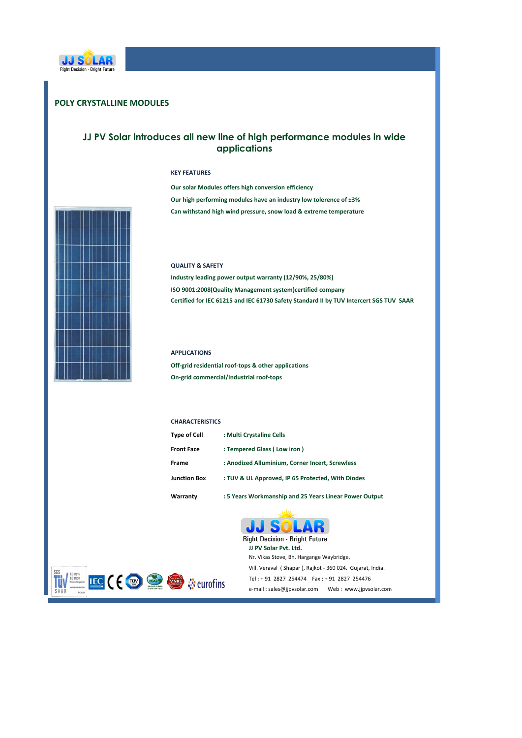JJ SOLAR
Right Decision - Bright Future

## POLY CRYSTALLINE MODULES

# JJ PV Solar introduces all new line of high performance modules in wide applications

### KEY FEATURES

Our solar Modules offers high conversion efficiency

Our high performing modules have an industry low tolerence of ±3%

Can withstand high wind pressure, snow load & extreme temperature

### QUALITY & SAFETY

Industry leading power output warranty (12/90%, 25/80%)

ISO 9001:2008(Quality Management system)certified company

Certified for IEC 61215 and IEC 61730 Safety Standard II by TUV Intercert SGS TUV SAAR

### APPLICATIONS

Off-grid residential roof-tops & other applications

On-grid commercial/Industrial roof-tops

### CHARACTERISTICS

| | |
|---|---|
| Type of Cell | : Multi Crystaline Cells |
| Front Face | : Tempered Glass ( Low iron ) |
| Frame | : Anodized Alluminium, Corner Incert, Screwless |
| Junction Box | : TUV & UL Approved, IP 65 Protected, With Diodes |
| Warranty | : 5 Years Workmanship and 25 Years Linear Power Output |

JJ SOLAR
Right Decision - Bright Future

**JJ PV Solar Pvt. Ltd.**
Nr. Vikas Stove, Bh. Hargange Waybridge,
Vill. Veraval ( Shapar ), Rajkot - 360 024. Gujarat, India.
Tel : + 91 2827 254474 Fax : + 91 2827 254476
e-mail : sales@jjpvsolar.com Web : www.jjpvsolar.com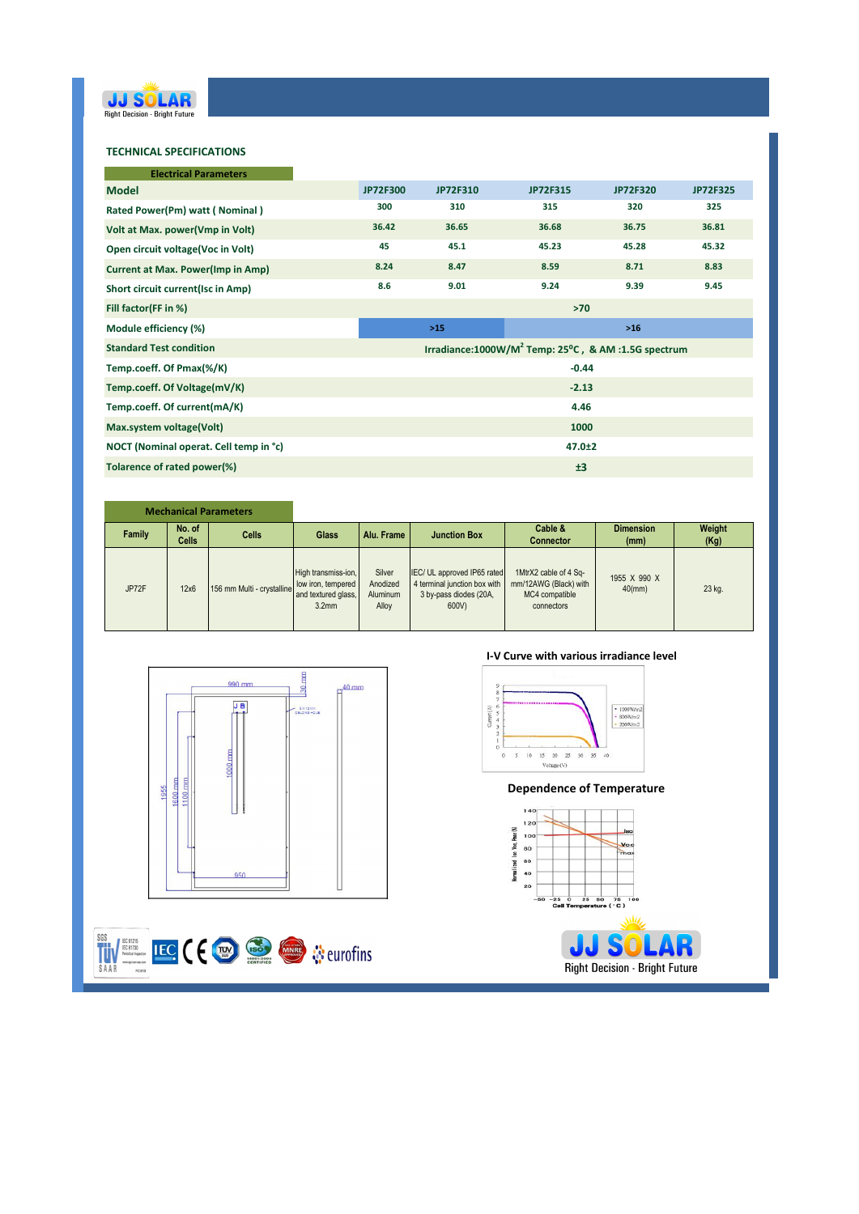## TECHNICAL SPECIFICATIONS

**Electrical Parameters**

| Model | JP72F300 | JP72F310 | JP72F315 | JP72F320 | JP72F325 |
|---|---|---|---|---|---|
| Rated Power(Pm) watt ( Nominal ) | 300 | 310 | 315 | 320 | 325 |
| Volt at Max. power(Vmp in Volt) | 36.42 | 36.65 | 36.68 | 36.75 | 36.81 |
| Open circuit voltage(Voc in Volt) | 45 | 45.1 | 45.23 | 45.28 | 45.32 |
| Current at Max. Power(Imp in Amp) | 8.24 | 8.47 | 8.59 | 8.71 | 8.83 |
| Short circuit current(Isc in Amp) | 8.6 | 9.01 | 9.24 | 9.39 | 9.45 |
| Fill factor(FF in %) | >70 | | | | |
| Module efficiency (%) | >15 | | >16 | | |
| Standard Test condition | Irradiance:1000W/M$^2$ Temp: 25°C , & AM :1.5G spectrum | | | | |
| Temp.coeff. Of Pmax(%/K) | -0.44 | | | | |
| Temp.coeff. Of Voltage(mV/K) | -2.13 | | | | |
| Temp.coeff. Of current(mA/K) | 4.46 | | | | |
| Max.system voltage(Volt) | 1000 | | | | |
| NOCT (Nominal operat. Cell temp in °c) | 47.0±2 | | | | |
| Tolarence of rated power(%) | ±3 | | | | |

**Mechanical Parameters**

| Family | No. of Cells | Cells | Glass | Alu. Frame | Junction Box | Cable & Connector | Dimension (mm) | Weight (Kg) |
|---|---|---|---|---|---|---|---|---|
| JP72F | 12x6 | 156 mm Multi - crystalline | High transmiss-ion, low iron, tempered and textured glass, 3.2mm | Silver Anodized Aluminum Alloy | IEC/ UL approved IP65 rated 4 terminal junction box with 3 by-pass diodes (20A, 600V) | 1MtrX2 cable of 4 Sq-mm/12AWG (Black) with MC4 compatible connectors | 1955 X 990 X 40(mm) | 23 kg. |

990 mm
30 mm
40 mm
JB
1000 mm
1955
1600 mm
1100 mm
950

**I-V Curve with various irradiance level**

Current (A)
Voltage (V)
0 5 10 15 20 25 30 35 40
1000W/m2
800W/m2
300W/m2

**Dependence of Temperature**

140 120 100 80 60 40 20
Normalized Isc, Voc, Pmax (%)
Isc
Voc
Pmax
-50 -25 0 25 50 75 100
Cell Temperature (°C)

JJ SOLAR
Right Decision - Bright Future